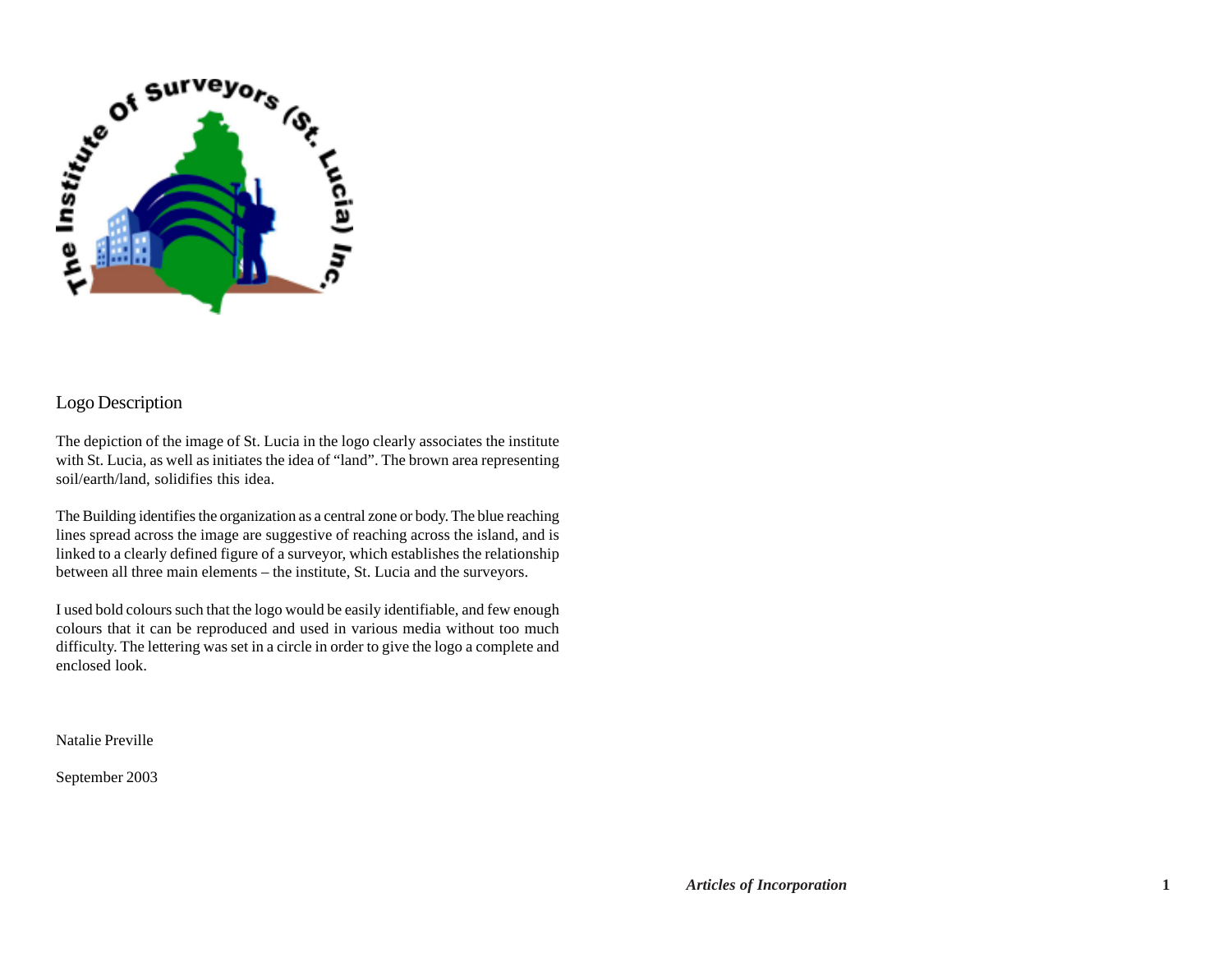The Institute Of Surveyors (St. Lucia) Inc.

## Logo Description

The depiction of the image of St. Lucia in the logo clearly associates the institute with St. Lucia, as well as initiates the idea of "land". The brown area representing soil/earth/land, solidifies this idea.

The Building identifies the organization as a central zone or body. The blue reaching lines spread across the image are suggestive of reaching across the island, and is linked to a clearly defined figure of a surveyor, which establishes the relationship between all three main elements – the institute, St. Lucia and the surveyors.

I used bold colours such that the logo would be easily identifiable, and few enough colours that it can be reproduced and used in various media without too much difficulty. The lettering was set in a circle in order to give the logo a complete and enclosed look.

Natalie Preville

September 2003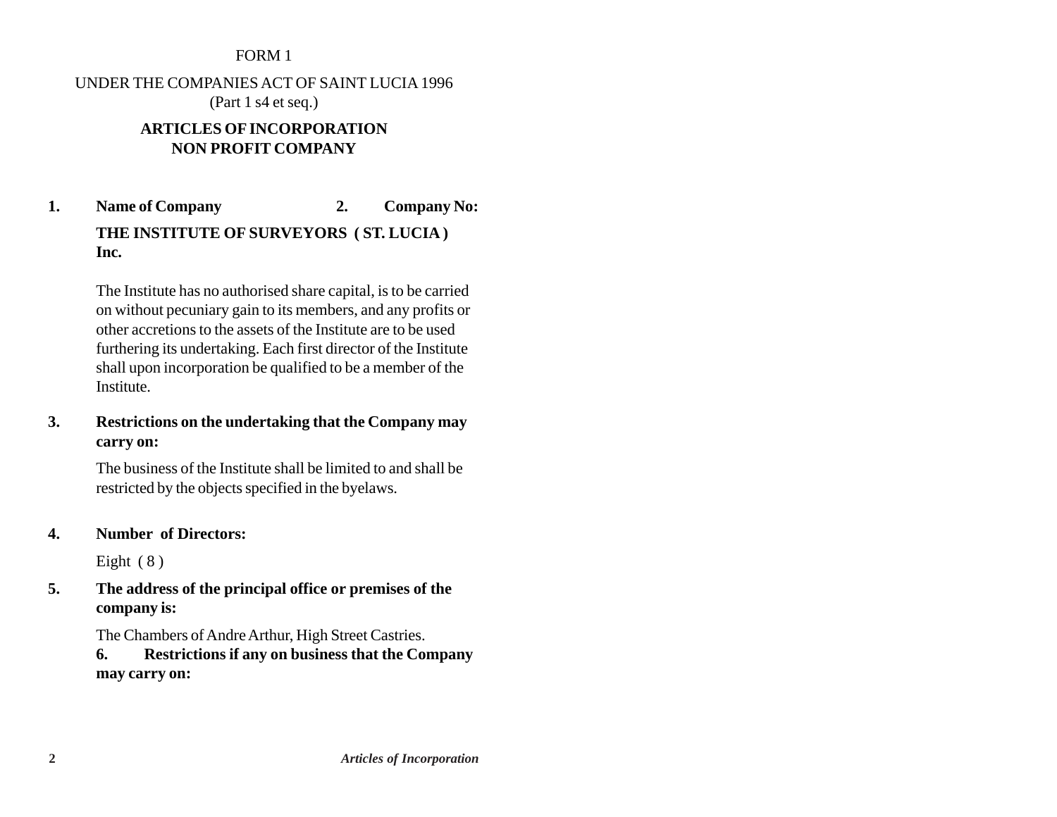FORM 1

UNDER THE COMPANIES ACT OF SAINT LUCIA 1996
(Part 1 s4 et seq.)

**ARTICLES OF INCORPORATION**
**NON PROFIT COMPANY**

**1. Name of Company** **2. Company No:**

**THE INSTITUTE OF SURVEYORS ( ST. LUCIA ) Inc.**

The Institute has no authorised share capital, is to be carried on without pecuniary gain to its members, and any profits or other accretions to the assets of the Institute are to be used furthering its undertaking. Each first director of the Institute shall upon incorporation be qualified to be a member of the Institute.

**3. Restrictions on the undertaking that the Company may carry on:**

The business of the Institute shall be limited to and shall be restricted by the objects specified in the byelaws.

**4. Number of Directors:**

Eight ( 8 )

**5. The address of the principal office or premises of the company is:**

The Chambers of Andre Arthur, High Street Castries.

**6. Restrictions if any on business that the Company may carry on:**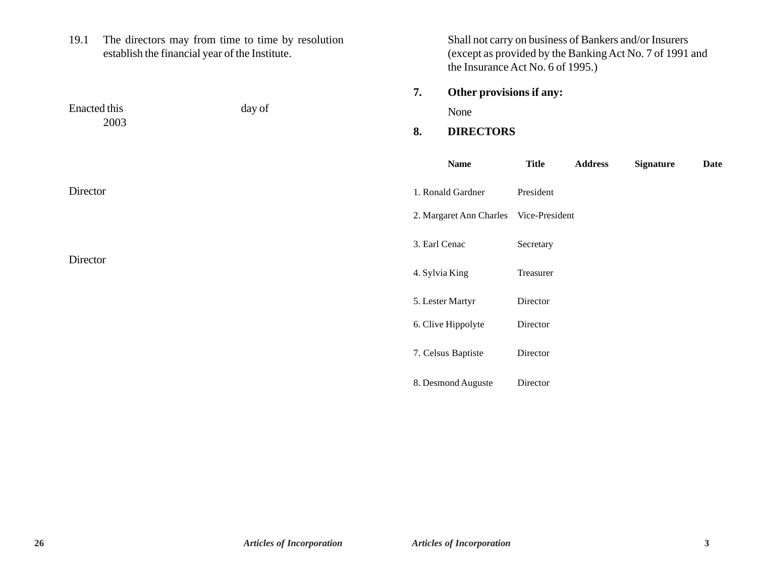19.1 The directors may from time to time by resolution establish the financial year of the Institute.

Enacted this day of 2003

Director

Director

Shall not carry on business of Bankers and/or Insurers (except as provided by the Banking Act No. 7 of 1991 and the Insurance Act No. 6 of 1995.)

**7. Other provisions if any:**

None

**8. DIRECTORS**

| Name | Title | Address | Signature | Date |
|---|---|---|---|---|
| 1. Ronald Gardner | President | | | |
| 2. Margaret Ann Charles | Vice-President | | | |
| 3. Earl Cenac | Secretary | | | |
| 4. Sylvia King | Treasurer | | | |
| 5. Lester Martyr | Director | | | |
| 6. Clive Hippolyte | Director | | | |
| 7. Celsus Baptiste | Director | | | |
| 8. Desmond Auguste | Director | | | |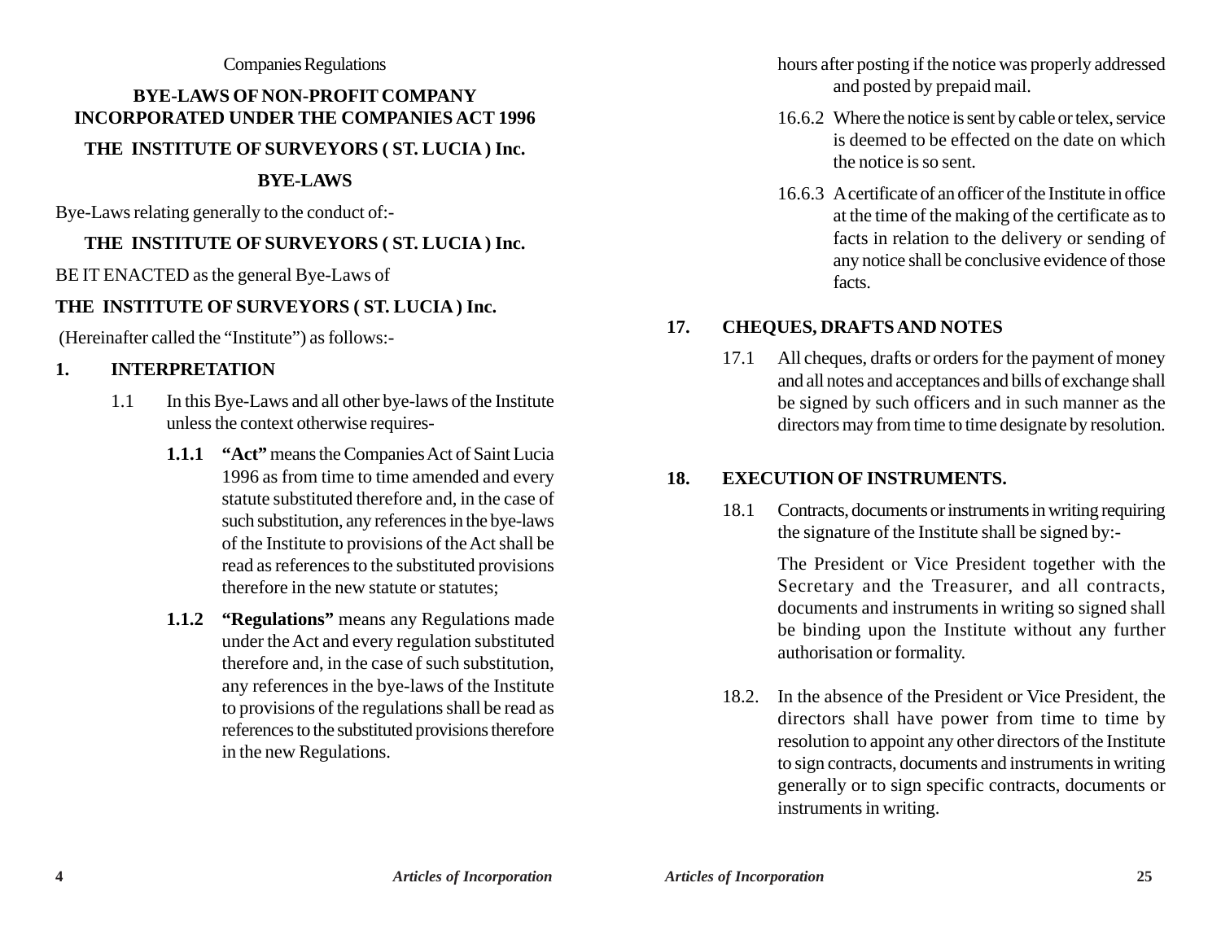Companies Regulations

**BYE-LAWS OF NON-PROFIT COMPANY INCORPORATED UNDER THE COMPANIES ACT 1996**

**THE INSTITUTE OF SURVEYORS ( ST. LUCIA ) Inc.**

**BYE-LAWS**

Bye-Laws relating generally to the conduct of:-

**THE INSTITUTE OF SURVEYORS ( ST. LUCIA ) Inc.**

BE IT ENACTED as the general Bye-Laws of

**THE INSTITUTE OF SURVEYORS ( ST. LUCIA ) Inc.**

(Hereinafter called the "Institute") as follows:-

## 1. INTERPRETATION

1.1 In this Bye-Laws and all other bye-laws of the Institute unless the context otherwise requires-

**1.1.1** **"Act"** means the Companies Act of Saint Lucia 1996 as from time to time amended and every statute substituted therefore and, in the case of such substitution, any references in the bye-laws of the Institute to provisions of the Act shall be read as references to the substituted provisions therefore in the new statute or statutes;

**1.1.2** **"Regulations"** means any Regulations made under the Act and every regulation substituted therefore and, in the case of such substitution, any references in the bye-laws of the Institute to provisions of the regulations shall be read as references to the substituted provisions therefore in the new Regulations.

hours after posting if the notice was properly addressed and posted by prepaid mail.

16.6.2 Where the notice is sent by cable or telex, service is deemed to be effected on the date on which the notice is so sent.

16.6.3 A certificate of an officer of the Institute in office at the time of the making of the certificate as to facts in relation to the delivery or sending of any notice shall be conclusive evidence of those facts.

## 17. CHEQUES, DRAFTS AND NOTES

17.1 All cheques, drafts or orders for the payment of money and all notes and acceptances and bills of exchange shall be signed by such officers and in such manner as the directors may from time to time designate by resolution.

## 18. EXECUTION OF INSTRUMENTS.

18.1 Contracts, documents or instruments in writing requiring the signature of the Institute shall be signed by:-

The President or Vice President together with the Secretary and the Treasurer, and all contracts, documents and instruments in writing so signed shall be binding upon the Institute without any further authorisation or formality.

18.2. In the absence of the President or Vice President, the directors shall have power from time to time by resolution to appoint any other directors of the Institute to sign contracts, documents and instruments in writing generally or to sign specific contracts, documents or instruments in writing.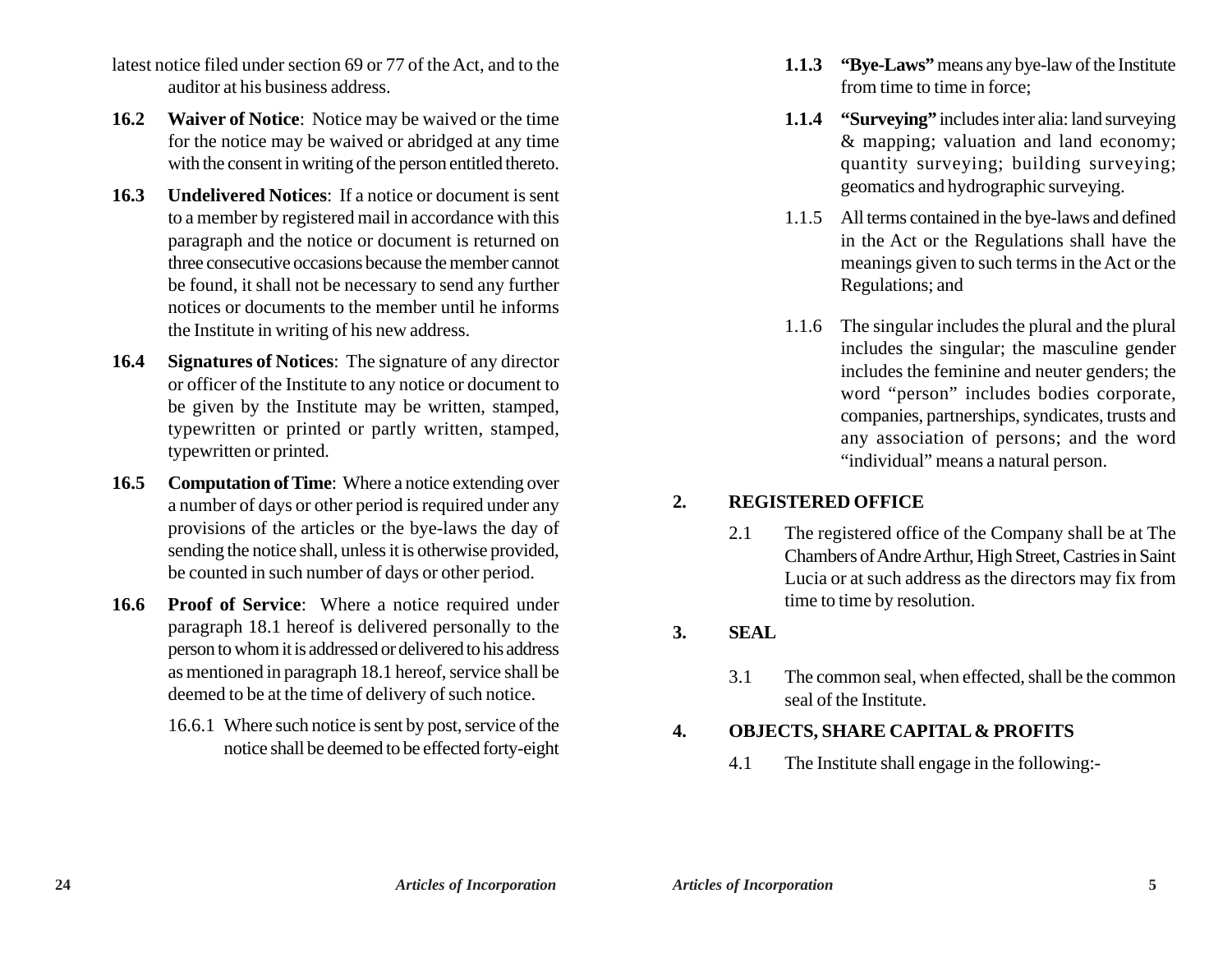latest notice filed under section 69 or 77 of the Act, and to the auditor at his business address.

**16.2 Waiver of Notice**: Notice may be waived or the time for the notice may be waived or abridged at any time with the consent in writing of the person entitled thereto.

**16.3 Undelivered Notices**: If a notice or document is sent to a member by registered mail in accordance with this paragraph and the notice or document is returned on three consecutive occasions because the member cannot be found, it shall not be necessary to send any further notices or documents to the member until he informs the Institute in writing of his new address.

**16.4 Signatures of Notices**: The signature of any director or officer of the Institute to any notice or document to be given by the Institute may be written, stamped, typewritten or printed or partly written, stamped, typewritten or printed.

**16.5 Computation of Time**: Where a notice extending over a number of days or other period is required under any provisions of the articles or the bye-laws the day of sending the notice shall, unless it is otherwise provided, be counted in such number of days or other period.

**16.6 Proof of Service**: Where a notice required under paragraph 18.1 hereof is delivered personally to the person to whom it is addressed or delivered to his address as mentioned in paragraph 18.1 hereof, service shall be deemed to be at the time of delivery of such notice.

16.6.1 Where such notice is sent by post, service of the notice shall be deemed to be effected forty-eight

**1.1.3 "Bye-Laws"** means any bye-law of the Institute from time to time in force;

**1.1.4 "Surveying"** includes inter alia: land surveying & mapping; valuation and land economy; quantity surveying; building surveying; geomatics and hydrographic surveying.

1.1.5 All terms contained in the bye-laws and defined in the Act or the Regulations shall have the meanings given to such terms in the Act or the Regulations; and

1.1.6 The singular includes the plural and the plural includes the singular; the masculine gender includes the feminine and neuter genders; the word "person" includes bodies corporate, companies, partnerships, syndicates, trusts and any association of persons; and the word "individual" means a natural person.

## 2. REGISTERED OFFICE

2.1 The registered office of the Company shall be at The Chambers of Andre Arthur, High Street, Castries in Saint Lucia or at such address as the directors may fix from time to time by resolution.

## 3. SEAL

3.1 The common seal, when effected, shall be the common seal of the Institute.

## 4. OBJECTS, SHARE CAPITAL & PROFITS

4.1 The Institute shall engage in the following:-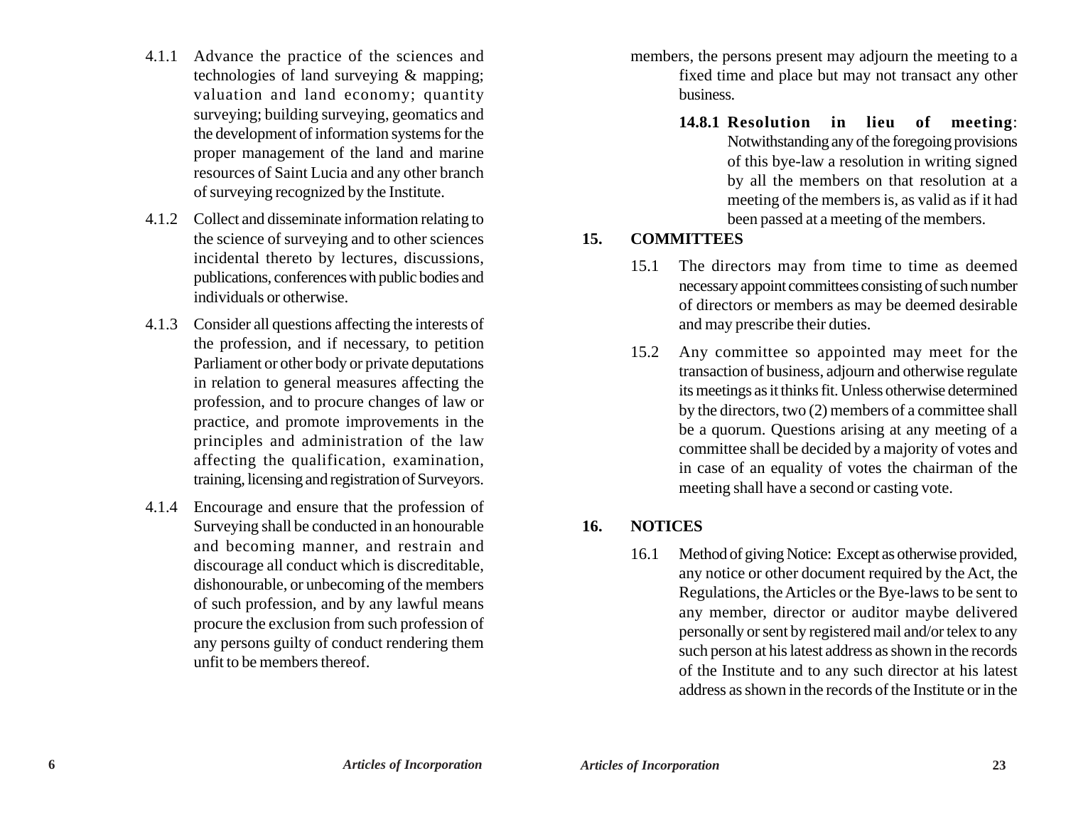4.1.1 Advance the practice of the sciences and technologies of land surveying & mapping; valuation and land economy; quantity surveying; building surveying, geomatics and the development of information systems for the proper management of the land and marine resources of Saint Lucia and any other branch of surveying recognized by the Institute.

4.1.2 Collect and disseminate information relating to the science of surveying and to other sciences incidental thereto by lectures, discussions, publications, conferences with public bodies and individuals or otherwise.

4.1.3 Consider all questions affecting the interests of the profession, and if necessary, to petition Parliament or other body or private deputations in relation to general measures affecting the profession, and to procure changes of law or practice, and promote improvements in the principles and administration of the law affecting the qualification, examination, training, licensing and registration of Surveyors.

4.1.4 Encourage and ensure that the profession of Surveying shall be conducted in an honourable and becoming manner, and restrain and discourage all conduct which is discreditable, dishonourable, or unbecoming of the members of such profession, and by any lawful means procure the exclusion from such profession of any persons guilty of conduct rendering them unfit to be members thereof.

members, the persons present may adjourn the meeting to a fixed time and place but may not transact any other business.

**14.8.1 Resolution in lieu of meeting**: Notwithstanding any of the foregoing provisions of this bye-law a resolution in writing signed by all the members on that resolution at a meeting of the members is, as valid as if it had been passed at a meeting of the members.

## 15. COMMITTEES

15.1 The directors may from time to time as deemed necessary appoint committees consisting of such number of directors or members as may be deemed desirable and may prescribe their duties.

15.2 Any committee so appointed may meet for the transaction of business, adjourn and otherwise regulate its meetings as it thinks fit. Unless otherwise determined by the directors, two (2) members of a committee shall be a quorum. Questions arising at any meeting of a committee shall be decided by a majority of votes and in case of an equality of votes the chairman of the meeting shall have a second or casting vote.

## 16. NOTICES

16.1 Method of giving Notice: Except as otherwise provided, any notice or other document required by the Act, the Regulations, the Articles or the Bye-laws to be sent to any member, director or auditor maybe delivered personally or sent by registered mail and/or telex to any such person at his latest address as shown in the records of the Institute and to any such director at his latest address as shown in the records of the Institute or in the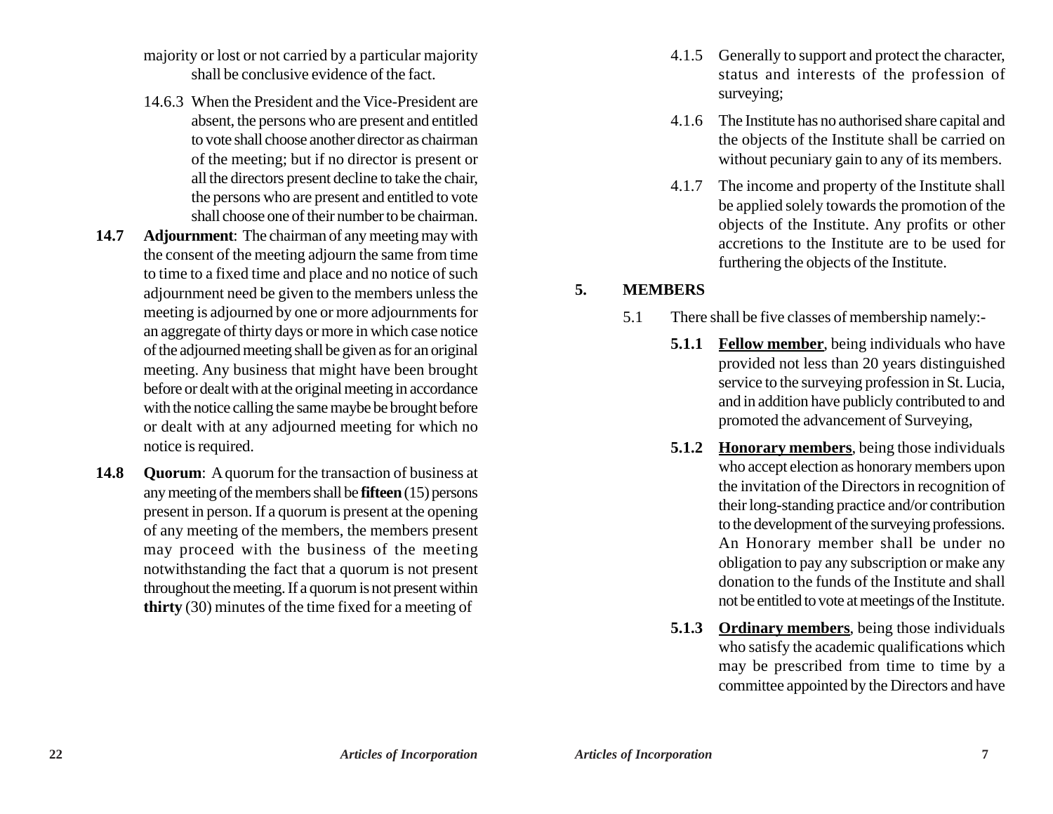majority or lost or not carried by a particular majority shall be conclusive evidence of the fact.

14.6.3 When the President and the Vice-President are absent, the persons who are present and entitled to vote shall choose another director as chairman of the meeting; but if no director is present or all the directors present decline to take the chair, the persons who are present and entitled to vote shall choose one of their number to be chairman.

**14.7** **Adjournment**: The chairman of any meeting may with the consent of the meeting adjourn the same from time to time to a fixed time and place and no notice of such adjournment need be given to the members unless the meeting is adjourned by one or more adjournments for an aggregate of thirty days or more in which case notice of the adjourned meeting shall be given as for an original meeting. Any business that might have been brought before or dealt with at the original meeting in accordance with the notice calling the same maybe be brought before or dealt with at any adjourned meeting for which no notice is required.

**14.8** **Quorum**: A quorum for the transaction of business at any meeting of the members shall be **fifteen** (15) persons present in person. If a quorum is present at the opening of any meeting of the members, the members present may proceed with the business of the meeting notwithstanding the fact that a quorum is not present throughout the meeting. If a quorum is not present within **thirty** (30) minutes of the time fixed for a meeting of

4.1.5 Generally to support and protect the character, status and interests of the profession of surveying;

4.1.6 The Institute has no authorised share capital and the objects of the Institute shall be carried on without pecuniary gain to any of its members.

4.1.7 The income and property of the Institute shall be applied solely towards the promotion of the objects of the Institute. Any profits or other accretions to the Institute are to be used for furthering the objects of the Institute.

## 5. MEMBERS

5.1 There shall be five classes of membership namely:-

**5.1.1** **<u>Fellow member</u>**, being individuals who have provided not less than 20 years distinguished service to the surveying profession in St. Lucia, and in addition have publicly contributed to and promoted the advancement of Surveying,

**5.1.2** **<u>Honorary members</u>**, being those individuals who accept election as honorary members upon the invitation of the Directors in recognition of their long-standing practice and/or contribution to the development of the surveying professions. An Honorary member shall be under no obligation to pay any subscription or make any donation to the funds of the Institute and shall not be entitled to vote at meetings of the Institute.

**5.1.3** **<u>Ordinary members</u>**, being those individuals who satisfy the academic qualifications which may be prescribed from time to time by a committee appointed by the Directors and have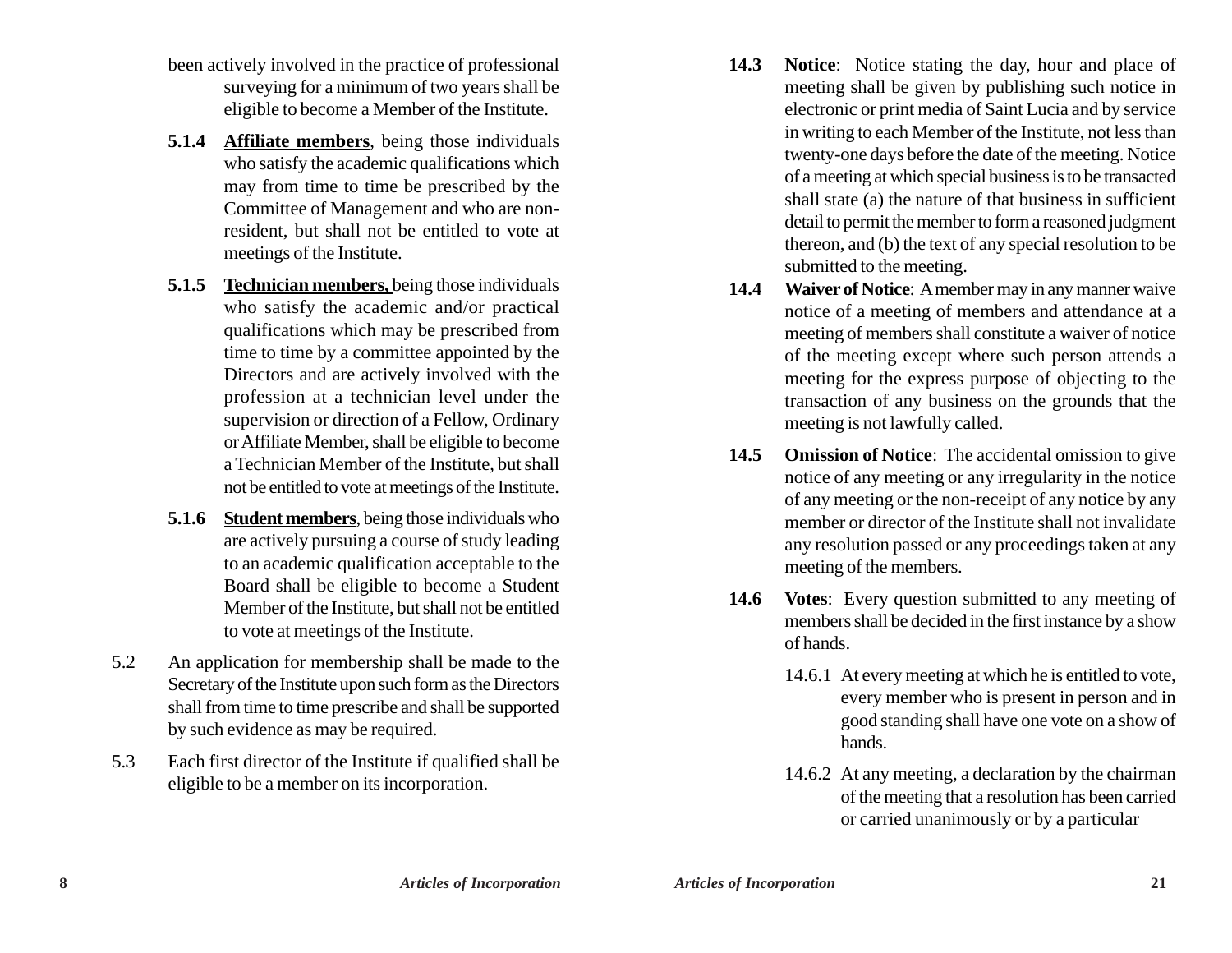been actively involved in the practice of professional surveying for a minimum of two years shall be eligible to become a Member of the Institute.

**5.1.4** **Affiliate members**, being those individuals who satisfy the academic qualifications which may from time to time be prescribed by the Committee of Management and who are non-resident, but shall not be entitled to vote at meetings of the Institute.

**5.1.5** **Technician members,** being those individuals who satisfy the academic and/or practical qualifications which may be prescribed from time to time by a committee appointed by the Directors and are actively involved with the profession at a technician level under the supervision or direction of a Fellow, Ordinary or Affiliate Member, shall be eligible to become a Technician Member of the Institute, but shall not be entitled to vote at meetings of the Institute.

**5.1.6** **Student members**, being those individuals who are actively pursuing a course of study leading to an academic qualification acceptable to the Board shall be eligible to become a Student Member of the Institute, but shall not be entitled to vote at meetings of the Institute.

5.2 An application for membership shall be made to the Secretary of the Institute upon such form as the Directors shall from time to time prescribe and shall be supported by such evidence as may be required.

5.3 Each first director of the Institute if qualified shall be eligible to be a member on its incorporation.

**14.3** **Notice**: Notice stating the day, hour and place of meeting shall be given by publishing such notice in electronic or print media of Saint Lucia and by service in writing to each Member of the Institute, not less than twenty-one days before the date of the meeting. Notice of a meeting at which special business is to be transacted shall state (a) the nature of that business in sufficient detail to permit the member to form a reasoned judgment thereon, and (b) the text of any special resolution to be submitted to the meeting.

**14.4** **Waiver of Notice**: A member may in any manner waive notice of a meeting of members and attendance at a meeting of members shall constitute a waiver of notice of the meeting except where such person attends a meeting for the express purpose of objecting to the transaction of any business on the grounds that the meeting is not lawfully called.

**14.5** **Omission of Notice**: The accidental omission to give notice of any meeting or any irregularity in the notice of any meeting or the non-receipt of any notice by any member or director of the Institute shall not invalidate any resolution passed or any proceedings taken at any meeting of the members.

**14.6** **Votes**: Every question submitted to any meeting of members shall be decided in the first instance by a show of hands.

14.6.1 At every meeting at which he is entitled to vote, every member who is present in person and in good standing shall have one vote on a show of hands.

14.6.2 At any meeting, a declaration by the chairman of the meeting that a resolution has been carried or carried unanimously or by a particular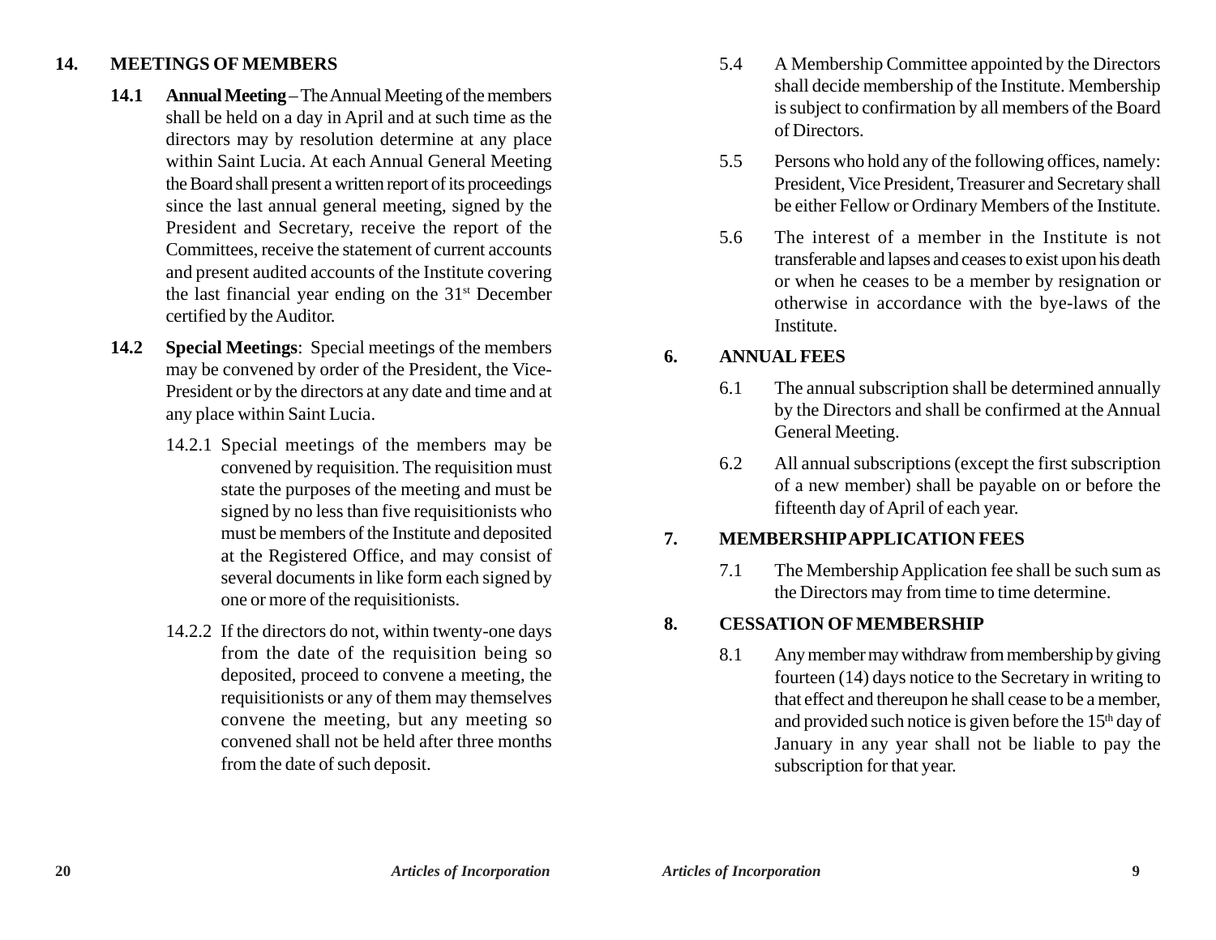## 14. MEETINGS OF MEMBERS

**14.1 Annual Meeting** – The Annual Meeting of the members shall be held on a day in April and at such time as the directors may by resolution determine at any place within Saint Lucia. At each Annual General Meeting the Board shall present a written report of its proceedings since the last annual general meeting, signed by the President and Secretary, receive the report of the Committees, receive the statement of current accounts and present audited accounts of the Institute covering the last financial year ending on the 31st December certified by the Auditor.

**14.2 Special Meetings**: Special meetings of the members may be convened by order of the President, the Vice-President or by the directors at any date and time and at any place within Saint Lucia.

14.2.1 Special meetings of the members may be convened by requisition. The requisition must state the purposes of the meeting and must be signed by no less than five requisitionists who must be members of the Institute and deposited at the Registered Office, and may consist of several documents in like form each signed by one or more of the requisitionists.

14.2.2 If the directors do not, within twenty-one days from the date of the requisition being so deposited, proceed to convene a meeting, the requisitionists or any of them may themselves convene the meeting, but any meeting so convened shall not be held after three months from the date of such deposit.

5.4 A Membership Committee appointed by the Directors shall decide membership of the Institute. Membership is subject to confirmation by all members of the Board of Directors.

5.5 Persons who hold any of the following offices, namely: President, Vice President, Treasurer and Secretary shall be either Fellow or Ordinary Members of the Institute.

5.6 The interest of a member in the Institute is not transferable and lapses and ceases to exist upon his death or when he ceases to be a member by resignation or otherwise in accordance with the bye-laws of the Institute.

## 6. ANNUAL FEES

6.1 The annual subscription shall be determined annually by the Directors and shall be confirmed at the Annual General Meeting.

6.2 All annual subscriptions (except the first subscription of a new member) shall be payable on or before the fifteenth day of April of each year.

## 7. MEMBERSHIP APPLICATION FEES

7.1 The Membership Application fee shall be such sum as the Directors may from time to time determine.

## 8. CESSATION OF MEMBERSHIP

8.1 Any member may withdraw from membership by giving fourteen (14) days notice to the Secretary in writing to that effect and thereupon he shall cease to be a member, and provided such notice is given before the 15th day of January in any year shall not be liable to pay the subscription for that year.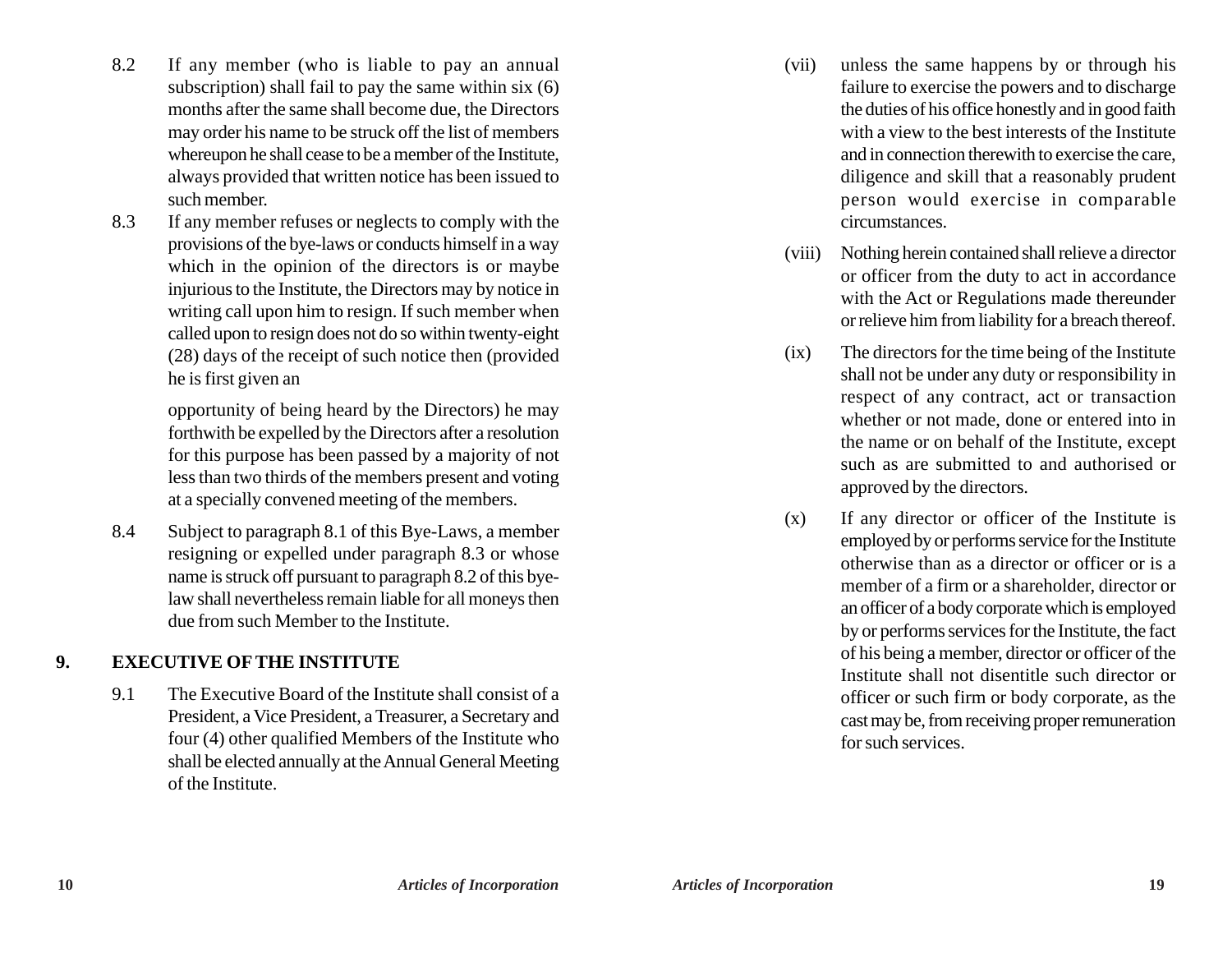8.2 If any member (who is liable to pay an annual subscription) shall fail to pay the same within six (6) months after the same shall become due, the Directors may order his name to be struck off the list of members whereupon he shall cease to be a member of the Institute, always provided that written notice has been issued to such member.

8.3 If any member refuses or neglects to comply with the provisions of the bye-laws or conducts himself in a way which in the opinion of the directors is or maybe injurious to the Institute, the Directors may by notice in writing call upon him to resign. If such member when called upon to resign does not do so within twenty-eight (28) days of the receipt of such notice then (provided he is first given an opportunity of being heard by the Directors) he may forthwith be expelled by the Directors after a resolution for this purpose has been passed by a majority of not less than two thirds of the members present and voting at a specially convened meeting of the members.

8.4 Subject to paragraph 8.1 of this Bye-Laws, a member resigning or expelled under paragraph 8.3 or whose name is struck off pursuant to paragraph 8.2 of this bye-law shall nevertheless remain liable for all moneys then due from such Member to the Institute.

## 9. EXECUTIVE OF THE INSTITUTE

9.1 The Executive Board of the Institute shall consist of a President, a Vice President, a Treasurer, a Secretary and four (4) other qualified Members of the Institute who shall be elected annually at the Annual General Meeting of the Institute.

(vii) unless the same happens by or through his failure to exercise the powers and to discharge the duties of his office honestly and in good faith with a view to the best interests of the Institute and in connection therewith to exercise the care, diligence and skill that a reasonably prudent person would exercise in comparable circumstances.

(viii) Nothing herein contained shall relieve a director or officer from the duty to act in accordance with the Act or Regulations made thereunder or relieve him from liability for a breach thereof.

(ix) The directors for the time being of the Institute shall not be under any duty or responsibility in respect of any contract, act or transaction whether or not made, done or entered into in the name or on behalf of the Institute, except such as are submitted to and authorised or approved by the directors.

(x) If any director or officer of the Institute is employed by or performs service for the Institute otherwise than as a director or officer or is a member of a firm or a shareholder, director or an officer of a body corporate which is employed by or performs services for the Institute, the fact of his being a member, director or officer of the Institute shall not disentitle such director or officer or such firm or body corporate, as the cast may be, from receiving proper remuneration for such services.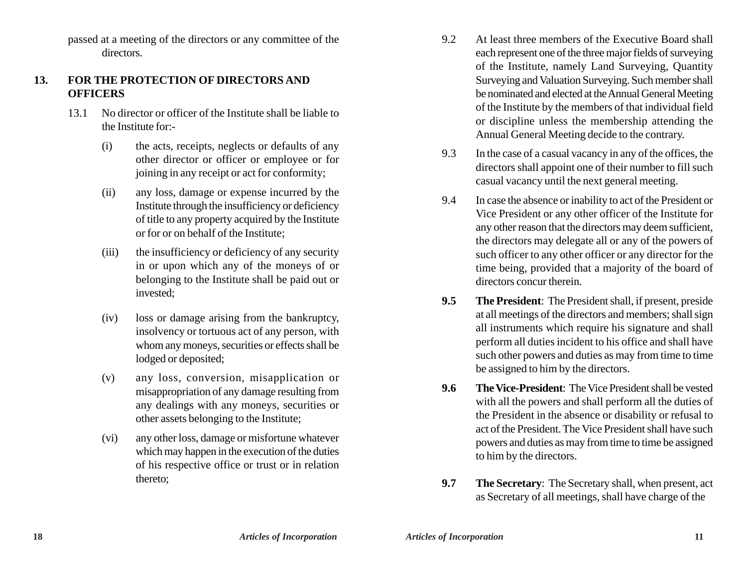passed at a meeting of the directors or any committee of the directors.

## 13. FOR THE PROTECTION OF DIRECTORS AND OFFICERS

13.1 No director or officer of the Institute shall be liable to the Institute for:-

(i) the acts, receipts, neglects or defaults of any other director or officer or employee or for joining in any receipt or act for conformity;

(ii) any loss, damage or expense incurred by the Institute through the insufficiency or deficiency of title to any property acquired by the Institute or for or on behalf of the Institute;

(iii) the insufficiency or deficiency of any security in or upon which any of the moneys of or belonging to the Institute shall be paid out or invested;

(iv) loss or damage arising from the bankruptcy, insolvency or tortuous act of any person, with whom any moneys, securities or effects shall be lodged or deposited;

(v) any loss, conversion, misapplication or misappropriation of any damage resulting from any dealings with any moneys, securities or other assets belonging to the Institute;

(vi) any other loss, damage or misfortune whatever which may happen in the execution of the duties of his respective office or trust or in relation thereto;

9.2 At least three members of the Executive Board shall each represent one of the three major fields of surveying of the Institute, namely Land Surveying, Quantity Surveying and Valuation Surveying. Such member shall be nominated and elected at the Annual General Meeting of the Institute by the members of that individual field or discipline unless the membership attending the Annual General Meeting decide to the contrary.

9.3 In the case of a casual vacancy in any of the offices, the directors shall appoint one of their number to fill such casual vacancy until the next general meeting.

9.4 In case the absence or inability to act of the President or Vice President or any other officer of the Institute for any other reason that the directors may deem sufficient, the directors may delegate all or any of the powers of such officer to any other officer or any director for the time being, provided that a majority of the board of directors concur therein.

**9.5 The President**: The President shall, if present, preside at all meetings of the directors and members; shall sign all instruments which require his signature and shall perform all duties incident to his office and shall have such other powers and duties as may from time to time be assigned to him by the directors.

**9.6 The Vice-President**: The Vice President shall be vested with all the powers and shall perform all the duties of the President in the absence or disability or refusal to act of the President. The Vice President shall have such powers and duties as may from time to time be assigned to him by the directors.

**9.7 The Secretary**: The Secretary shall, when present, act as Secretary of all meetings, shall have charge of the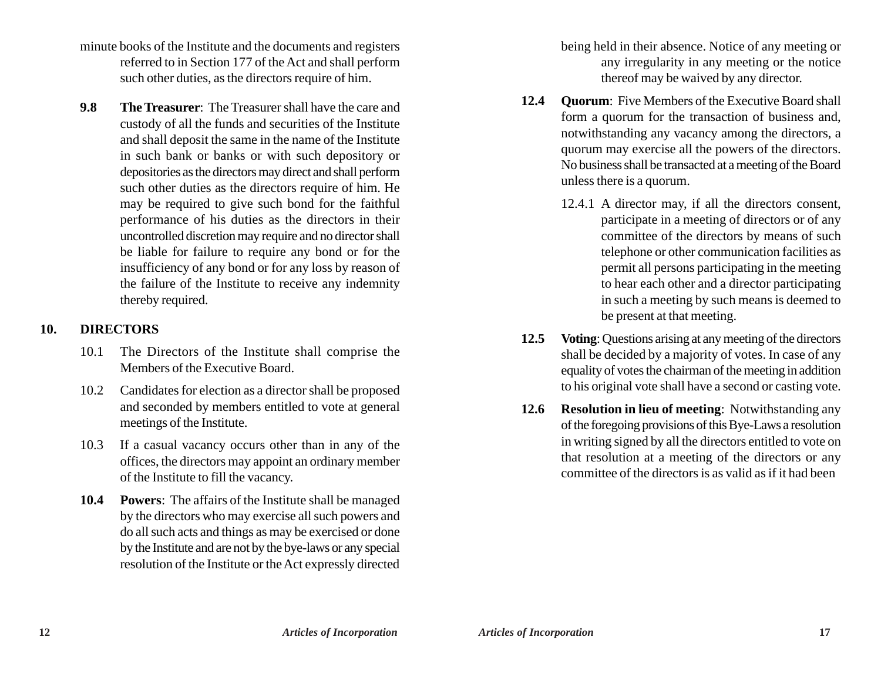minute books of the Institute and the documents and registers referred to in Section 177 of the Act and shall perform such other duties, as the directors require of him.

**9.8 The Treasurer**: The Treasurer shall have the care and custody of all the funds and securities of the Institute and shall deposit the same in the name of the Institute in such bank or banks or with such depository or depositories as the directors may direct and shall perform such other duties as the directors require of him. He may be required to give such bond for the faithful performance of his duties as the directors in their uncontrolled discretion may require and no director shall be liable for failure to require any bond or for the insufficiency of any bond or for any loss by reason of the failure of the Institute to receive any indemnity thereby required.

## 10. DIRECTORS

10.1 The Directors of the Institute shall comprise the Members of the Executive Board.

10.2 Candidates for election as a director shall be proposed and seconded by members entitled to vote at general meetings of the Institute.

10.3 If a casual vacancy occurs other than in any of the offices, the directors may appoint an ordinary member of the Institute to fill the vacancy.

**10.4 Powers**: The affairs of the Institute shall be managed by the directors who may exercise all such powers and do all such acts and things as may be exercised or done by the Institute and are not by the bye-laws or any special resolution of the Institute or the Act expressly directed

being held in their absence. Notice of any meeting or any irregularity in any meeting or the notice thereof may be waived by any director.

**12.4 Quorum**: Five Members of the Executive Board shall form a quorum for the transaction of business and, notwithstanding any vacancy among the directors, a quorum may exercise all the powers of the directors. No business shall be transacted at a meeting of the Board unless there is a quorum.

12.4.1 A director may, if all the directors consent, participate in a meeting of directors or of any committee of the directors by means of such telephone or other communication facilities as permit all persons participating in the meeting to hear each other and a director participating in such a meeting by such means is deemed to be present at that meeting.

**12.5 Voting**: Questions arising at any meeting of the directors shall be decided by a majority of votes. In case of any equality of votes the chairman of the meeting in addition to his original vote shall have a second or casting vote.

**12.6 Resolution in lieu of meeting**: Notwithstanding any of the foregoing provisions of this Bye-Laws a resolution in writing signed by all the directors entitled to vote on that resolution at a meeting of the directors or any committee of the directors is as valid as if it had been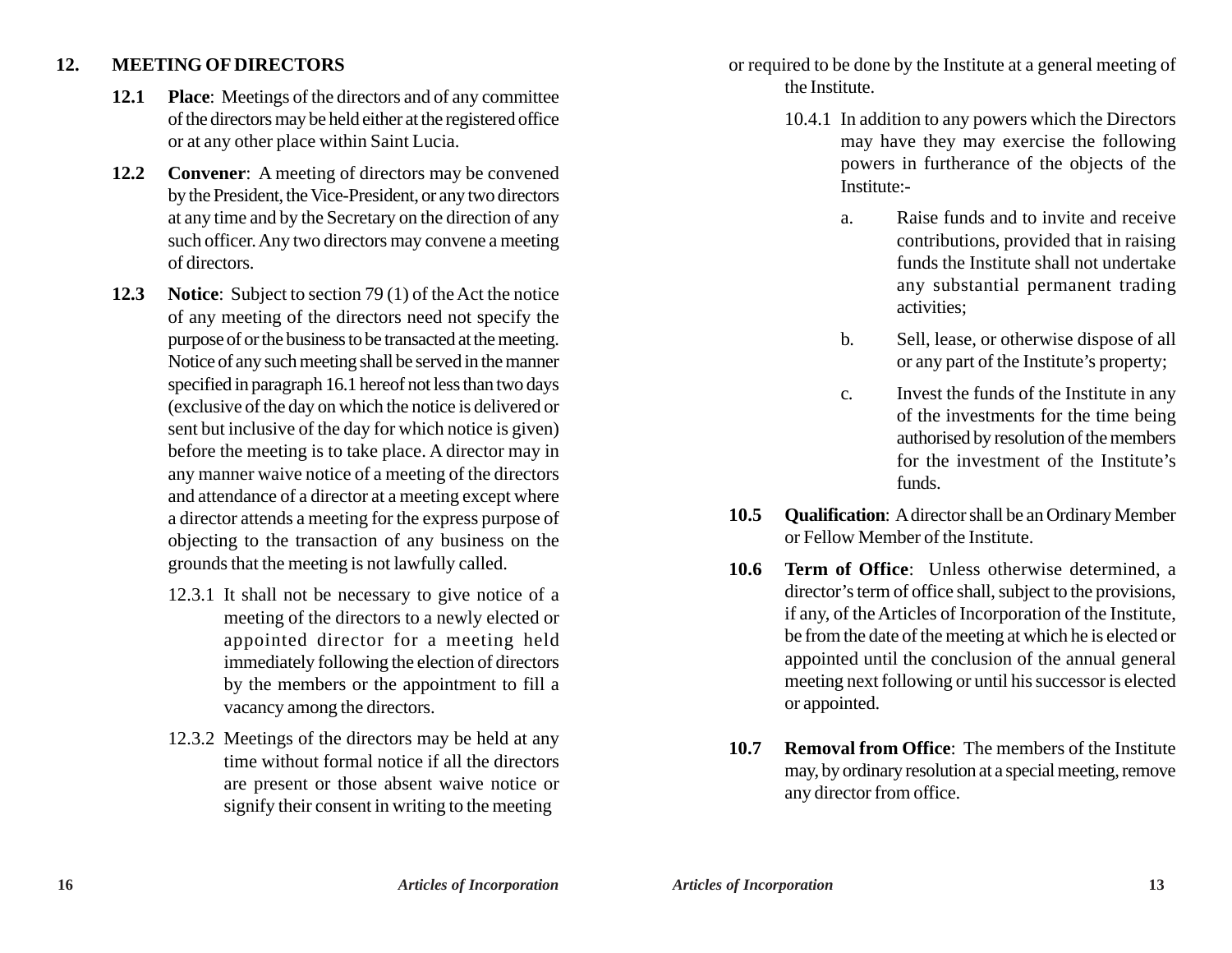## 12. MEETING OF DIRECTORS

**12.1 Place**: Meetings of the directors and of any committee of the directors may be held either at the registered office or at any other place within Saint Lucia.

**12.2 Convener**: A meeting of directors may be convened by the President, the Vice-President, or any two directors at any time and by the Secretary on the direction of any such officer. Any two directors may convene a meeting of directors.

**12.3 Notice**: Subject to section 79 (1) of the Act the notice of any meeting of the directors need not specify the purpose of or the business to be transacted at the meeting. Notice of any such meeting shall be served in the manner specified in paragraph 16.1 hereof not less than two days (exclusive of the day on which the notice is delivered or sent but inclusive of the day for which notice is given) before the meeting is to take place. A director may in any manner waive notice of a meeting of the directors and attendance of a director at a meeting except where a director attends a meeting for the express purpose of objecting to the transaction of any business on the grounds that the meeting is not lawfully called.

12.3.1 It shall not be necessary to give notice of a meeting of the directors to a newly elected or appointed director for a meeting held immediately following the election of directors by the members or the appointment to fill a vacancy among the directors.

12.3.2 Meetings of the directors may be held at any time without formal notice if all the directors are present or those absent waive notice or signify their consent in writing to the meeting

or required to be done by the Institute at a general meeting of the Institute.

10.4.1 In addition to any powers which the Directors may have they may exercise the following powers in furtherance of the objects of the Institute:-

a. Raise funds and to invite and receive contributions, provided that in raising funds the Institute shall not undertake any substantial permanent trading activities;

b. Sell, lease, or otherwise dispose of all or any part of the Institute's property;

c. Invest the funds of the Institute in any of the investments for the time being authorised by resolution of the members for the investment of the Institute's funds.

**10.5 Qualification**: A director shall be an Ordinary Member or Fellow Member of the Institute.

**10.6 Term of Office**: Unless otherwise determined, a director's term of office shall, subject to the provisions, if any, of the Articles of Incorporation of the Institute, be from the date of the meeting at which he is elected or appointed until the conclusion of the annual general meeting next following or until his successor is elected or appointed.

**10.7 Removal from Office**: The members of the Institute may, by ordinary resolution at a special meeting, remove any director from office.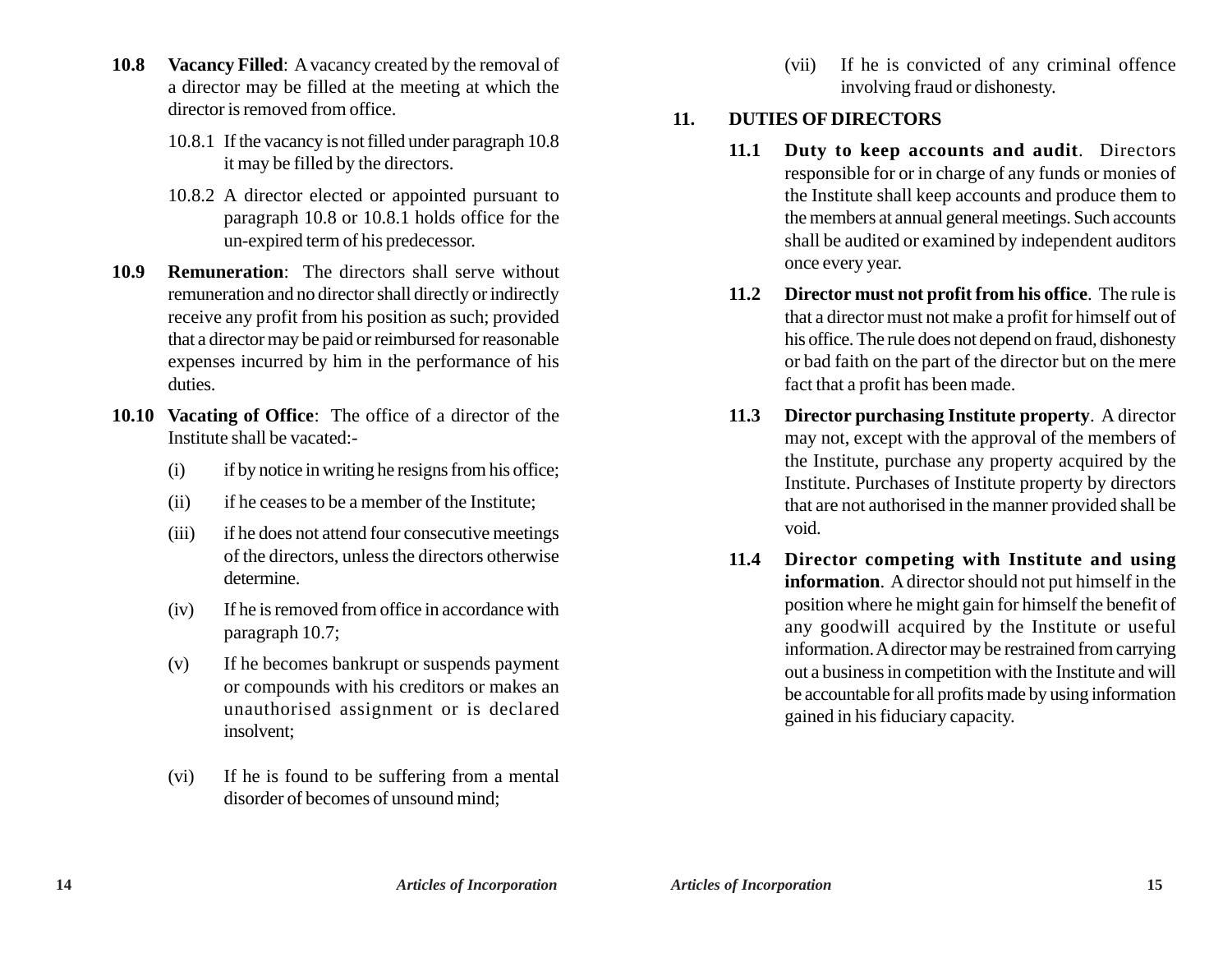**10.8 Vacancy Filled**: A vacancy created by the removal of a director may be filled at the meeting at which the director is removed from office.

10.8.1 If the vacancy is not filled under paragraph 10.8 it may be filled by the directors.

10.8.2 A director elected or appointed pursuant to paragraph 10.8 or 10.8.1 holds office for the un-expired term of his predecessor.

**10.9 Remuneration**: The directors shall serve without remuneration and no director shall directly or indirectly receive any profit from his position as such; provided that a director may be paid or reimbursed for reasonable expenses incurred by him in the performance of his duties.

**10.10 Vacating of Office**: The office of a director of the Institute shall be vacated:-

(i) if by notice in writing he resigns from his office;

(ii) if he ceases to be a member of the Institute;

(iii) if he does not attend four consecutive meetings of the directors, unless the directors otherwise determine.

(iv) If he is removed from office in accordance with paragraph 10.7;

(v) If he becomes bankrupt or suspends payment or compounds with his creditors or makes an unauthorised assignment or is declared insolvent;

(vi) If he is found to be suffering from a mental disorder of becomes of unsound mind;

(vii) If he is convicted of any criminal offence involving fraud or dishonesty.

## 11. DUTIES OF DIRECTORS

**11.1 Duty to keep accounts and audit**. Directors responsible for or in charge of any funds or monies of the Institute shall keep accounts and produce them to the members at annual general meetings. Such accounts shall be audited or examined by independent auditors once every year.

**11.2 Director must not profit from his office**. The rule is that a director must not make a profit for himself out of his office. The rule does not depend on fraud, dishonesty or bad faith on the part of the director but on the mere fact that a profit has been made.

**11.3 Director purchasing Institute property**. A director may not, except with the approval of the members of the Institute, purchase any property acquired by the Institute. Purchases of Institute property by directors that are not authorised in the manner provided shall be void.

**11.4 Director competing with Institute and using information**. A director should not put himself in the position where he might gain for himself the benefit of any goodwill acquired by the Institute or useful information. A director may be restrained from carrying out a business in competition with the Institute and will be accountable for all profits made by using information gained in his fiduciary capacity.